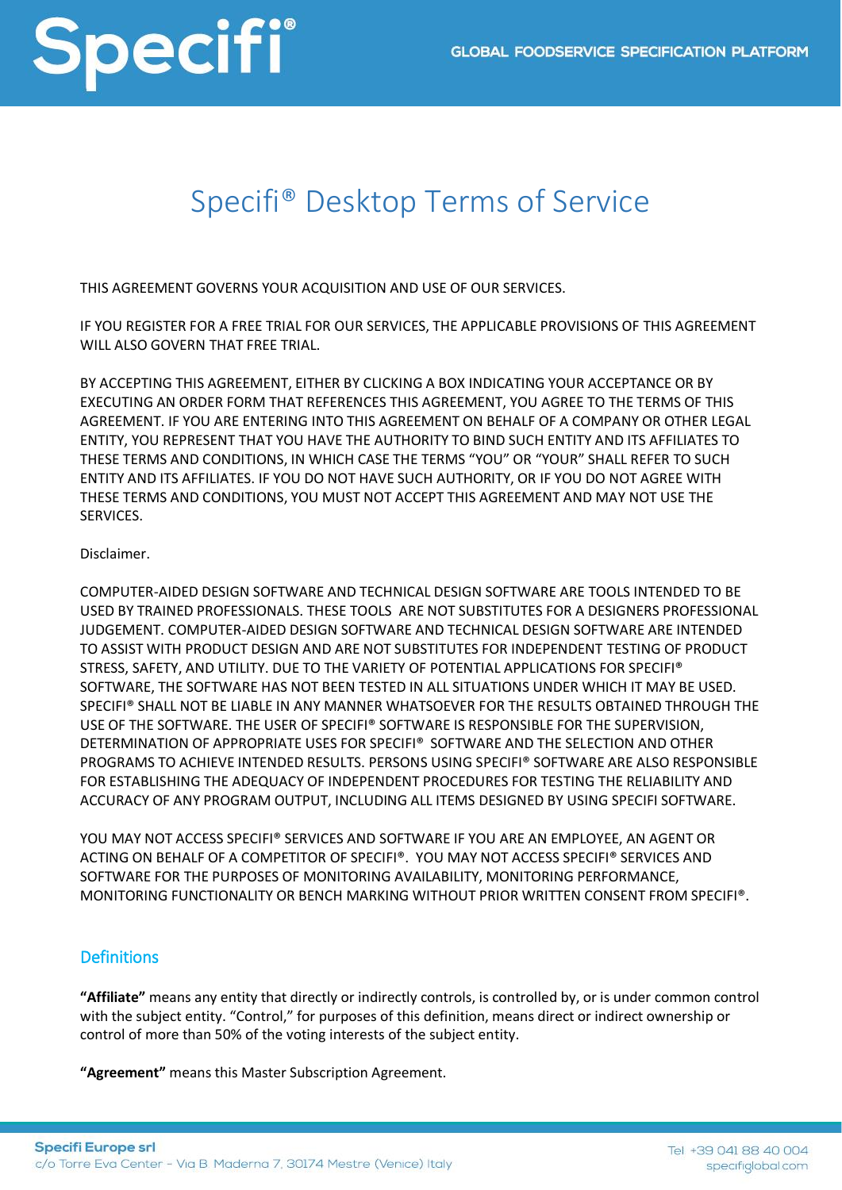# Specifi® Desktop Terms of Service

THIS AGREEMENT GOVERNS YOUR ACQUISITION AND USE OF OUR SERVICES.

IF YOU REGISTER FOR A FREE TRIAL FOR OUR SERVICES, THE APPLICABLE PROVISIONS OF THIS AGREEMENT WILL ALSO GOVERN THAT FREE TRIAL.

BY ACCEPTING THIS AGREEMENT, EITHER BY CLICKING A BOX INDICATING YOUR ACCEPTANCE OR BY EXECUTING AN ORDER FORM THAT REFERENCES THIS AGREEMENT, YOU AGREE TO THE TERMS OF THIS AGREEMENT. IF YOU ARE ENTERING INTO THIS AGREEMENT ON BEHALF OF A COMPANY OR OTHER LEGAL ENTITY, YOU REPRESENT THAT YOU HAVE THE AUTHORITY TO BIND SUCH ENTITY AND ITS AFFILIATES TO THESE TERMS AND CONDITIONS, IN WHICH CASE THE TERMS “YOU” OR “YOUR” SHALL REFER TO SUCH ENTITY AND ITS AFFILIATES. IF YOU DO NOT HAVE SUCH AUTHORITY, OR IF YOU DO NOT AGREE WITH THESE TERMS AND CONDITIONS, YOU MUST NOT ACCEPT THIS AGREEMENT AND MAY NOT USE THE SERVICES.

Disclaimer.

COMPUTER-AIDED DESIGN SOFTWARE AND TECHNICAL DESIGN SOFTWARE ARE TOOLS INTENDED TO BE USED BY TRAINED PROFESSIONALS. THESE TOOLS ARE NOT SUBSTITUTES FOR A DESIGNERS PROFESSIONAL JUDGEMENT. COMPUTER-AIDED DESIGN SOFTWARE AND TECHNICAL DESIGN SOFTWARE ARE INTENDED TO ASSIST WITH PRODUCT DESIGN AND ARE NOT SUBSTITUTES FOR INDEPENDENT TESTING OF PRODUCT STRESS, SAFETY, AND UTILITY. DUE TO THE VARIETY OF POTENTIAL APPLICATIONS FOR SPECIFI® SOFTWARE, THE SOFTWARE HAS NOT BEEN TESTED IN ALL SITUATIONS UNDER WHICH IT MAY BE USED. SPECIFI® SHALL NOT BE LIABLE IN ANY MANNER WHATSOEVER FOR THE RESULTS OBTAINED THROUGH THE USE OF THE SOFTWARE. THE USER OF SPECIFI® SOFTWARE IS RESPONSIBLE FOR THE SUPERVISION, DETERMINATION OF APPROPRIATE USES FOR SPECIFI® SOFTWARE AND THE SELECTION AND OTHER PROGRAMS TO ACHIEVE INTENDED RESULTS. PERSONS USING SPECIFI® SOFTWARE ARE ALSO RESPONSIBLE FOR ESTABLISHING THE ADEQUACY OF INDEPENDENT PROCEDURES FOR TESTING THE RELIABILITY AND ACCURACY OF ANY PROGRAM OUTPUT, INCLUDING ALL ITEMS DESIGNED BY USING SPECIFI SOFTWARE.

YOU MAY NOT ACCESS SPECIFI® SERVICES AND SOFTWARE IF YOU ARE AN EMPLOYEE, AN AGENT OR ACTING ON BEHALF OF A COMPETITOR OF SPECIFI®. YOU MAY NOT ACCESS SPECIFI® SERVICES AND SOFTWARE FOR THE PURPOSES OF MONITORING AVAILABILITY, MONITORING PERFORMANCE, MONITORING FUNCTIONALITY OR BENCH MARKING WITHOUT PRIOR WRITTEN CONSENT FROM SPECIFI®.

## Definitions

**“Affiliate”** means any entity that directly or indirectly controls, is controlled by, or is under common control with the subject entity. “Control,” for purposes of this definition, means direct or indirect ownership or control of more than 50% of the voting interests of the subject entity.

**“Agreement”** means this Master Subscription Agreement.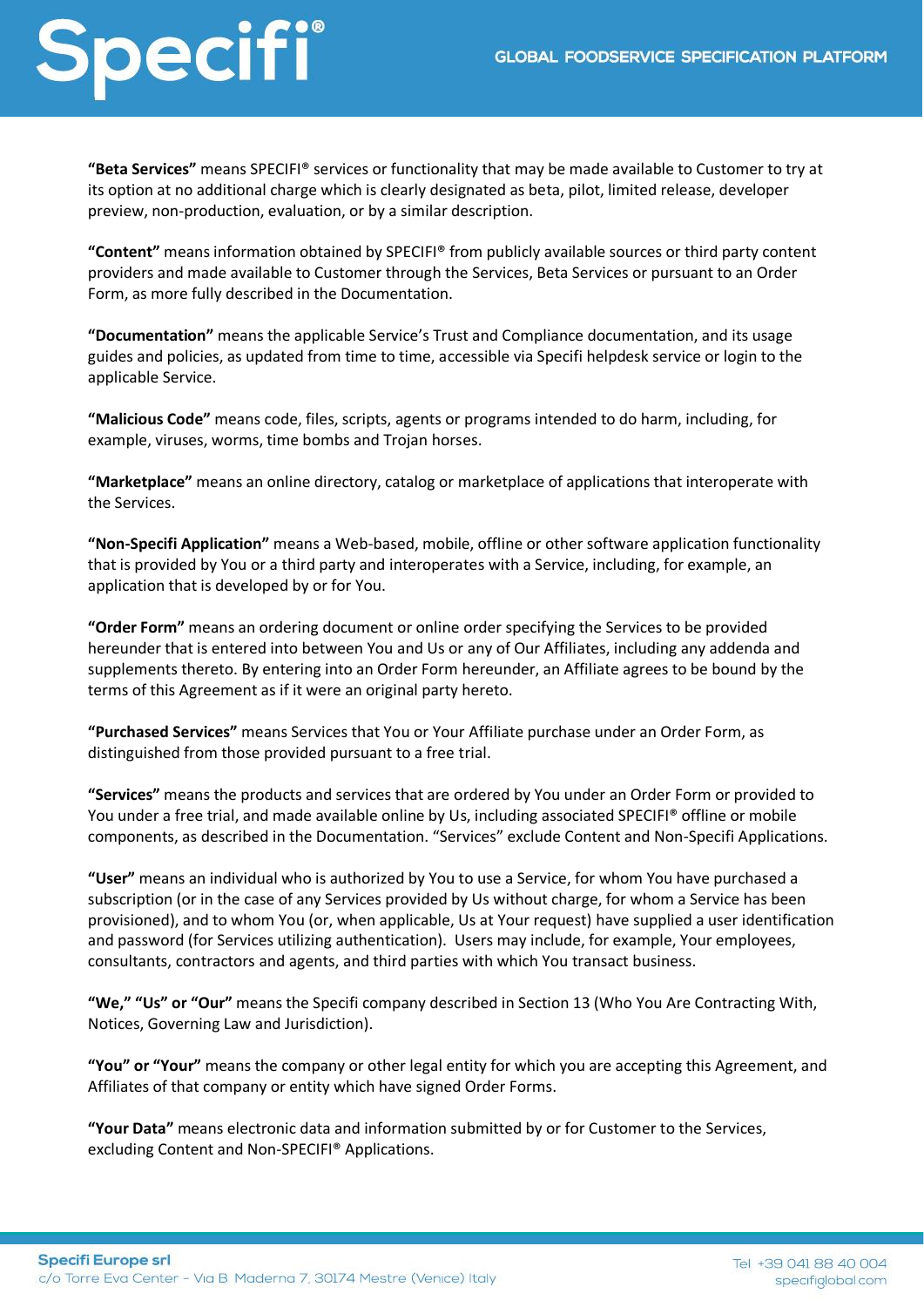**"Beta Services"** means SPECIFI® services or functionality that may be made available to Customer to try at its option at no additional charge which is clearly designated as beta, pilot, limited release, developer preview, non-production, evaluation, or by a similar description.

**"Content"** means information obtained by SPECIFI® from publicly available sources or third party content providers and made available to Customer through the Services, Beta Services or pursuant to an Order Form, as more fully described in the Documentation.

**"Documentation"** means the applicable Service's Trust and Compliance documentation, and its usage guides and policies, as updated from time to time, accessible via Specifi helpdesk service or login to the applicable Service.

**"Malicious Code"** means code, files, scripts, agents or programs intended to do harm, including, for example, viruses, worms, time bombs and Trojan horses.

**"Marketplace"** means an online directory, catalog or marketplace of applications that interoperate with the Services.

**"Non-Specifi Application"** means a Web-based, mobile, offline or other software application functionality that is provided by You or a third party and interoperates with a Service, including, for example, an application that is developed by or for You.

**"Order Form"** means an ordering document or online order specifying the Services to be provided hereunder that is entered into between You and Us or any of Our Affiliates, including any addenda and supplements thereto. By entering into an Order Form hereunder, an Affiliate agrees to be bound by the terms of this Agreement as if it were an original party hereto.

**"Purchased Services"** means Services that You or Your Affiliate purchase under an Order Form, as distinguished from those provided pursuant to a free trial.

**"Services"** means the products and services that are ordered by You under an Order Form or provided to You under a free trial, and made available online by Us, including associated SPECIFI® offline or mobile components, as described in the Documentation. "Services" exclude Content and Non-Specifi Applications.

**"User"** means an individual who is authorized by You to use a Service, for whom You have purchased a subscription (or in the case of any Services provided by Us without charge, for whom a Service has been provisioned), and to whom You (or, when applicable, Us at Your request) have supplied a user identification and password (for Services utilizing authentication). Users may include, for example, Your employees, consultants, contractors and agents, and third parties with which You transact business.

**"We," "Us" or "Our"** means the Specifi company described in Section 13 (Who You Are Contracting With, Notices, Governing Law and Jurisdiction).

**"You" or "Your"** means the company or other legal entity for which you are accepting this Agreement, and Affiliates of that company or entity which have signed Order Forms.

**"Your Data"** means electronic data and information submitted by or for Customer to the Services, excluding Content and Non-SPECIFI® Applications.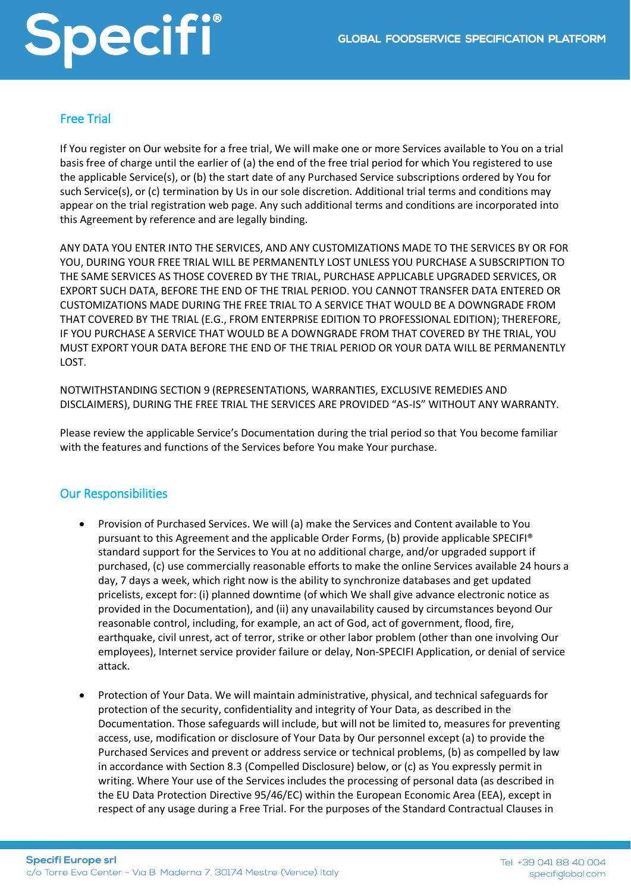## Free Trial

If You register on Our website for a free trial, We will make one or more Services available to You on a trial basis free of charge until the earlier of (a) the end of the free trial period for which You registered to use the applicable Service(s), or (b) the start date of any Purchased Service subscriptions ordered by You for such Service(s), or (c) termination by Us in our sole discretion. Additional trial terms and conditions may appear on the trial registration web page. Any such additional terms and conditions are incorporated into this Agreement by reference and are legally binding.

ANY DATA YOU ENTER INTO THE SERVICES, AND ANY CUSTOMIZATIONS MADE TO THE SERVICES BY OR FOR YOU, DURING YOUR FREE TRIAL WILL BE PERMANENTLY LOST UNLESS YOU PURCHASE A SUBSCRIPTION TO THE SAME SERVICES AS THOSE COVERED BY THE TRIAL, PURCHASE APPLICABLE UPGRADED SERVICES, OR EXPORT SUCH DATA, BEFORE THE END OF THE TRIAL PERIOD. YOU CANNOT TRANSFER DATA ENTERED OR CUSTOMIZATIONS MADE DURING THE FREE TRIAL TO A SERVICE THAT WOULD BE A DOWNGRADE FROM THAT COVERED BY THE TRIAL (E.G., FROM ENTERPRISE EDITION TO PROFESSIONAL EDITION); THEREFORE, IF YOU PURCHASE A SERVICE THAT WOULD BE A DOWNGRADE FROM THAT COVERED BY THE TRIAL, YOU MUST EXPORT YOUR DATA BEFORE THE END OF THE TRIAL PERIOD OR YOUR DATA WILL BE PERMANENTLY LOST.

NOTWITHSTANDING SECTION 9 (REPRESENTATIONS, WARRANTIES, EXCLUSIVE REMEDIES AND DISCLAIMERS), DURING THE FREE TRIAL THE SERVICES ARE PROVIDED "AS-IS" WITHOUT ANY WARRANTY.

Please review the applicable Service's Documentation during the trial period so that You become familiar with the features and functions of the Services before You make Your purchase.

## Our Responsibilities

- Provision of Purchased Services. We will (a) make the Services and Content available to You pursuant to this Agreement and the applicable Order Forms, (b) provide applicable SPECIFI® standard support for the Services to You at no additional charge, and/or upgraded support if purchased, (c) use commercially reasonable efforts to make the online Services available 24 hours a day, 7 days a week, which right now is the ability to synchronize databases and get updated pricelists, except for: (i) planned downtime (of which We shall give advance electronic notice as provided in the Documentation), and (ii) any unavailability caused by circumstances beyond Our reasonable control, including, for example, an act of God, act of government, flood, fire, earthquake, civil unrest, act of terror, strike or other labor problem (other than one involving Our employees), Internet service provider failure or delay, Non-SPECIFI Application, or denial of service attack.

- Protection of Your Data. We will maintain administrative, physical, and technical safeguards for protection of the security, confidentiality and integrity of Your Data, as described in the Documentation. Those safeguards will include, but will not be limited to, measures for preventing access, use, modification or disclosure of Your Data by Our personnel except (a) to provide the Purchased Services and prevent or address service or technical problems, (b) as compelled by law in accordance with Section 8.3 (Compelled Disclosure) below, or (c) as You expressly permit in writing. Where Your use of the Services includes the processing of personal data (as described in the EU Data Protection Directive 95/46/EC) within the European Economic Area (EEA), except in respect of any usage during a Free Trial. For the purposes of the Standard Contractual Clauses in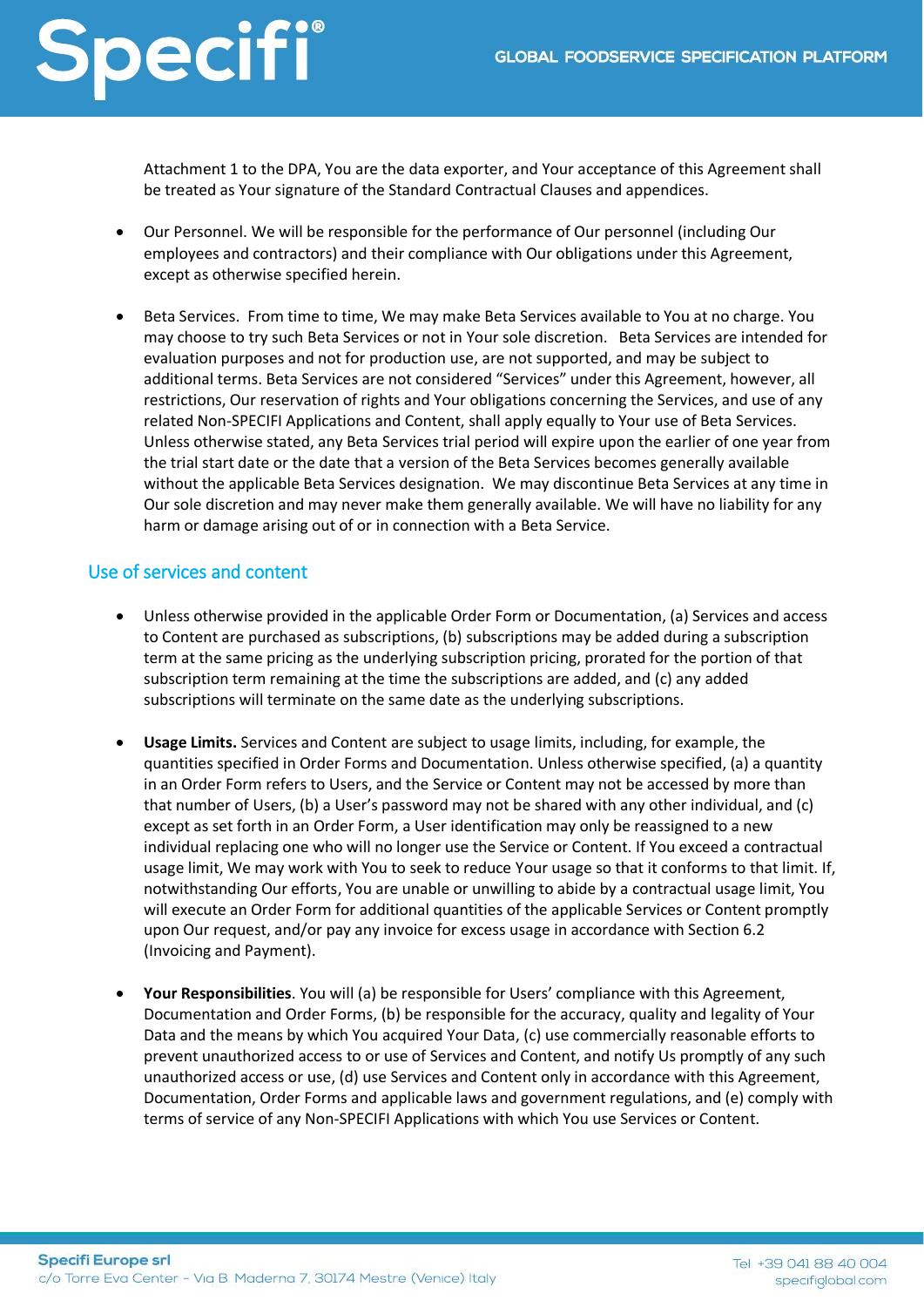Attachment 1 to the DPA, You are the data exporter, and Your acceptance of this Agreement shall be treated as Your signature of the Standard Contractual Clauses and appendices.

- Our Personnel. We will be responsible for the performance of Our personnel (including Our employees and contractors) and their compliance with Our obligations under this Agreement, except as otherwise specified herein.

- Beta Services. From time to time, We may make Beta Services available to You at no charge. You may choose to try such Beta Services or not in Your sole discretion. Beta Services are intended for evaluation purposes and not for production use, are not supported, and may be subject to additional terms. Beta Services are not considered "Services" under this Agreement, however, all restrictions, Our reservation of rights and Your obligations concerning the Services, and use of any related Non-SPECIFI Applications and Content, shall apply equally to Your use of Beta Services. Unless otherwise stated, any Beta Services trial period will expire upon the earlier of one year from the trial start date or the date that a version of the Beta Services becomes generally available without the applicable Beta Services designation. We may discontinue Beta Services at any time in Our sole discretion and may never make them generally available. We will have no liability for any harm or damage arising out of or in connection with a Beta Service.

## Use of services and content

- Unless otherwise provided in the applicable Order Form or Documentation, (a) Services and access to Content are purchased as subscriptions, (b) subscriptions may be added during a subscription term at the same pricing as the underlying subscription pricing, prorated for the portion of that subscription term remaining at the time the subscriptions are added, and (c) any added subscriptions will terminate on the same date as the underlying subscriptions.

- **Usage Limits.** Services and Content are subject to usage limits, including, for example, the quantities specified in Order Forms and Documentation. Unless otherwise specified, (a) a quantity in an Order Form refers to Users, and the Service or Content may not be accessed by more than that number of Users, (b) a User's password may not be shared with any other individual, and (c) except as set forth in an Order Form, a User identification may only be reassigned to a new individual replacing one who will no longer use the Service or Content. If You exceed a contractual usage limit, We may work with You to seek to reduce Your usage so that it conforms to that limit. If, notwithstanding Our efforts, You are unable or unwilling to abide by a contractual usage limit, You will execute an Order Form for additional quantities of the applicable Services or Content promptly upon Our request, and/or pay any invoice for excess usage in accordance with Section 6.2 (Invoicing and Payment).

- **Your Responsibilities**. You will (a) be responsible for Users' compliance with this Agreement, Documentation and Order Forms, (b) be responsible for the accuracy, quality and legality of Your Data and the means by which You acquired Your Data, (c) use commercially reasonable efforts to prevent unauthorized access to or use of Services and Content, and notify Us promptly of any such unauthorized access or use, (d) use Services and Content only in accordance with this Agreement, Documentation, Order Forms and applicable laws and government regulations, and (e) comply with terms of service of any Non-SPECIFI Applications with which You use Services or Content.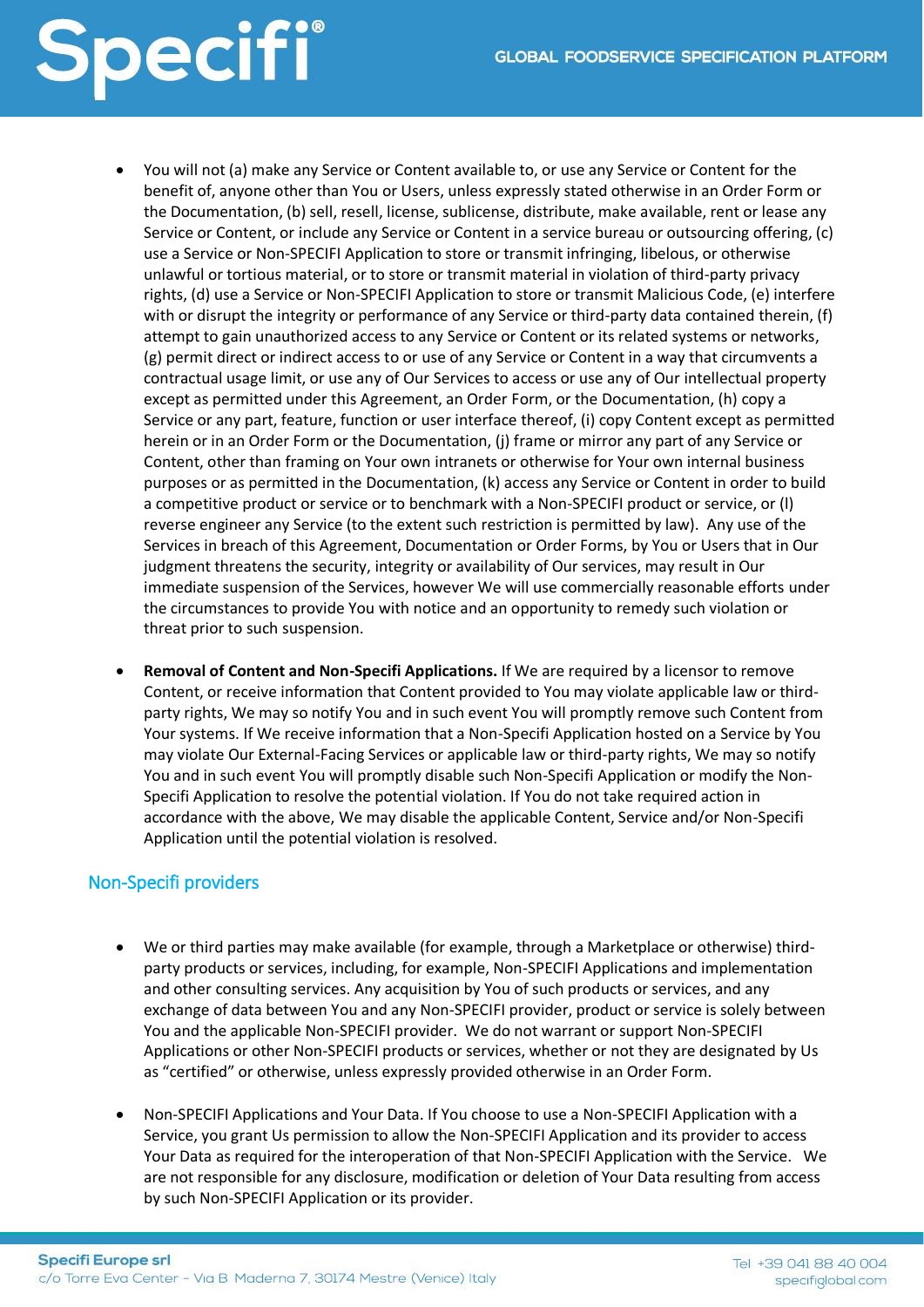- You will not (a) make any Service or Content available to, or use any Service or Content for the benefit of, anyone other than You or Users, unless expressly stated otherwise in an Order Form or the Documentation, (b) sell, resell, license, sublicense, distribute, make available, rent or lease any Service or Content, or include any Service or Content in a service bureau or outsourcing offering, (c) use a Service or Non-SPECIFI Application to store or transmit infringing, libelous, or otherwise unlawful or tortious material, or to store or transmit material in violation of third-party privacy rights, (d) use a Service or Non-SPECIFI Application to store or transmit Malicious Code, (e) interfere with or disrupt the integrity or performance of any Service or third-party data contained therein, (f) attempt to gain unauthorized access to any Service or Content or its related systems or networks, (g) permit direct or indirect access to or use of any Service or Content in a way that circumvents a contractual usage limit, or use any of Our Services to access or use any of Our intellectual property except as permitted under this Agreement, an Order Form, or the Documentation, (h) copy a Service or any part, feature, function or user interface thereof, (i) copy Content except as permitted herein or in an Order Form or the Documentation, (j) frame or mirror any part of any Service or Content, other than framing on Your own intranets or otherwise for Your own internal business purposes or as permitted in the Documentation, (k) access any Service or Content in order to build a competitive product or service or to benchmark with a Non-SPECIFI product or service, or (l) reverse engineer any Service (to the extent such restriction is permitted by law). Any use of the Services in breach of this Agreement, Documentation or Order Forms, by You or Users that in Our judgment threatens the security, integrity or availability of Our services, may result in Our immediate suspension of the Services, however We will use commercially reasonable efforts under the circumstances to provide You with notice and an opportunity to remedy such violation or threat prior to such suspension.

- **Removal of Content and Non-Specifi Applications.** If We are required by a licensor to remove Content, or receive information that Content provided to You may violate applicable law or third-party rights, We may so notify You and in such event You will promptly remove such Content from Your systems. If We receive information that a Non-Specifi Application hosted on a Service by You may violate Our External-Facing Services or applicable law or third-party rights, We may so notify You and in such event You will promptly disable such Non-Specifi Application or modify the Non-Specifi Application to resolve the potential violation. If You do not take required action in accordance with the above, We may disable the applicable Content, Service and/or Non-Specifi Application until the potential violation is resolved.

## Non-Specifi providers

- We or third parties may make available (for example, through a Marketplace or otherwise) third-party products or services, including, for example, Non-SPECIFI Applications and implementation and other consulting services. Any acquisition by You of such products or services, and any exchange of data between You and any Non-SPECIFI provider, product or service is solely between You and the applicable Non-SPECIFI provider. We do not warrant or support Non-SPECIFI Applications or other Non-SPECIFI products or services, whether or not they are designated by Us as "certified" or otherwise, unless expressly provided otherwise in an Order Form.

- Non-SPECIFI Applications and Your Data. If You choose to use a Non-SPECIFI Application with a Service, you grant Us permission to allow the Non-SPECIFI Application and its provider to access Your Data as required for the interoperation of that Non-SPECIFI Application with the Service. We are not responsible for any disclosure, modification or deletion of Your Data resulting from access by such Non-SPECIFI Application or its provider.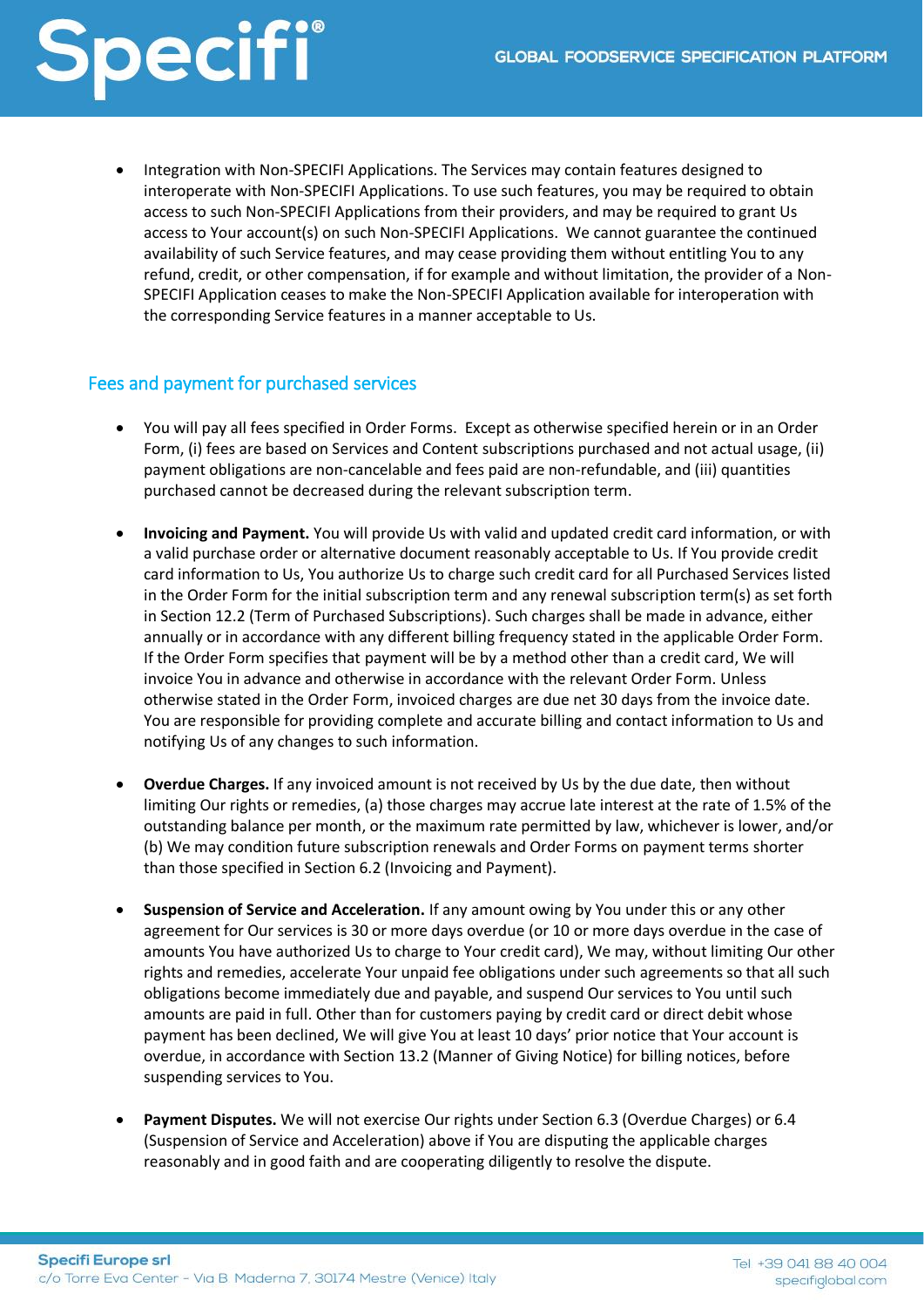- Integration with Non-SPECIFI Applications. The Services may contain features designed to interoperate with Non-SPECIFI Applications. To use such features, you may be required to obtain access to such Non-SPECIFI Applications from their providers, and may be required to grant Us access to Your account(s) on such Non-SPECIFI Applications. We cannot guarantee the continued availability of such Service features, and may cease providing them without entitling You to any refund, credit, or other compensation, if for example and without limitation, the provider of a Non-SPECIFI Application ceases to make the Non-SPECIFI Application available for interoperation with the corresponding Service features in a manner acceptable to Us.

## Fees and payment for purchased services

- You will pay all fees specified in Order Forms. Except as otherwise specified herein or in an Order Form, (i) fees are based on Services and Content subscriptions purchased and not actual usage, (ii) payment obligations are non-cancelable and fees paid are non-refundable, and (iii) quantities purchased cannot be decreased during the relevant subscription term.

- **Invoicing and Payment.** You will provide Us with valid and updated credit card information, or with a valid purchase order or alternative document reasonably acceptable to Us. If You provide credit card information to Us, You authorize Us to charge such credit card for all Purchased Services listed in the Order Form for the initial subscription term and any renewal subscription term(s) as set forth in Section 12.2 (Term of Purchased Subscriptions). Such charges shall be made in advance, either annually or in accordance with any different billing frequency stated in the applicable Order Form. If the Order Form specifies that payment will be by a method other than a credit card, We will invoice You in advance and otherwise in accordance with the relevant Order Form. Unless otherwise stated in the Order Form, invoiced charges are due net 30 days from the invoice date. You are responsible for providing complete and accurate billing and contact information to Us and notifying Us of any changes to such information.

- **Overdue Charges.** If any invoiced amount is not received by Us by the due date, then without limiting Our rights or remedies, (a) those charges may accrue late interest at the rate of 1.5% of the outstanding balance per month, or the maximum rate permitted by law, whichever is lower, and/or (b) We may condition future subscription renewals and Order Forms on payment terms shorter than those specified in Section 6.2 (Invoicing and Payment).

- **Suspension of Service and Acceleration.** If any amount owing by You under this or any other agreement for Our services is 30 or more days overdue (or 10 or more days overdue in the case of amounts You have authorized Us to charge to Your credit card), We may, without limiting Our other rights and remedies, accelerate Your unpaid fee obligations under such agreements so that all such obligations become immediately due and payable, and suspend Our services to You until such amounts are paid in full. Other than for customers paying by credit card or direct debit whose payment has been declined, We will give You at least 10 days' prior notice that Your account is overdue, in accordance with Section 13.2 (Manner of Giving Notice) for billing notices, before suspending services to You.

- **Payment Disputes.** We will not exercise Our rights under Section 6.3 (Overdue Charges) or 6.4 (Suspension of Service and Acceleration) above if You are disputing the applicable charges reasonably and in good faith and are cooperating diligently to resolve the dispute.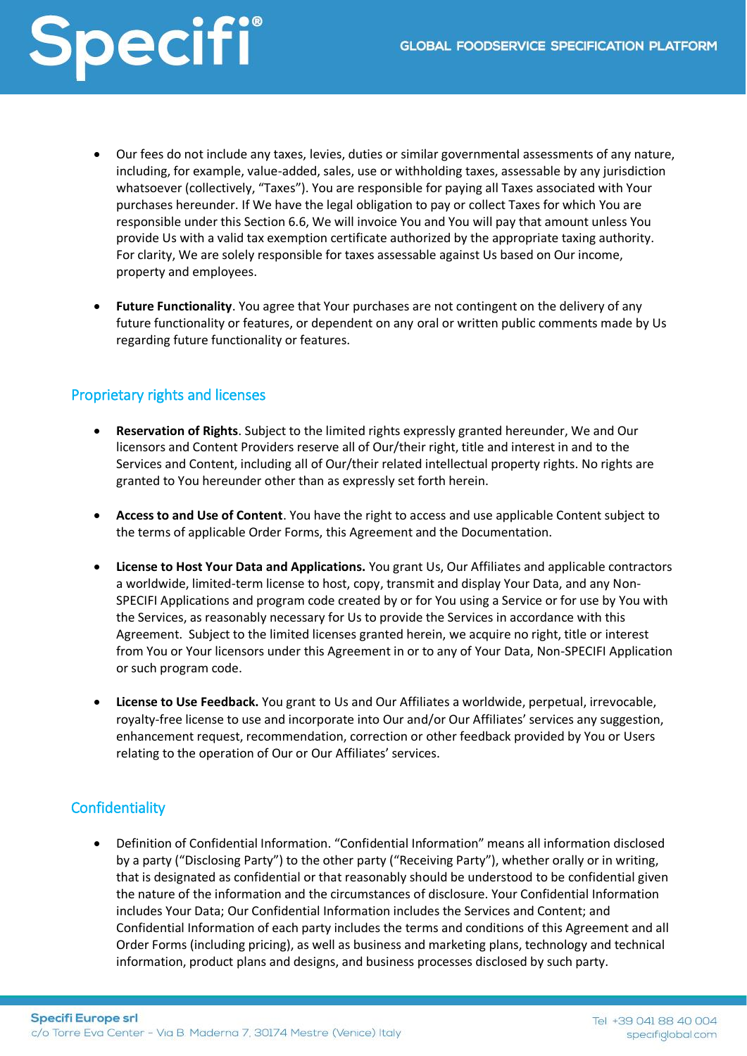- Our fees do not include any taxes, levies, duties or similar governmental assessments of any nature, including, for example, value-added, sales, use or withholding taxes, assessable by any jurisdiction whatsoever (collectively, “Taxes”). You are responsible for paying all Taxes associated with Your purchases hereunder. If We have the legal obligation to pay or collect Taxes for which You are responsible under this Section 6.6, We will invoice You and You will pay that amount unless You provide Us with a valid tax exemption certificate authorized by the appropriate taxing authority. For clarity, We are solely responsible for taxes assessable against Us based on Our income, property and employees.

- **Future Functionality**. You agree that Your purchases are not contingent on the delivery of any future functionality or features, or dependent on any oral or written public comments made by Us regarding future functionality or features.

## Proprietary rights and licenses

- **Reservation of Rights**. Subject to the limited rights expressly granted hereunder, We and Our licensors and Content Providers reserve all of Our/their right, title and interest in and to the Services and Content, including all of Our/their related intellectual property rights. No rights are granted to You hereunder other than as expressly set forth herein.

- **Access to and Use of Content**. You have the right to access and use applicable Content subject to the terms of applicable Order Forms, this Agreement and the Documentation.

- **License to Host Your Data and Applications.** You grant Us, Our Affiliates and applicable contractors a worldwide, limited-term license to host, copy, transmit and display Your Data, and any Non-SPECIFI Applications and program code created by or for You using a Service or for use by You with the Services, as reasonably necessary for Us to provide the Services in accordance with this Agreement. Subject to the limited licenses granted herein, we acquire no right, title or interest from You or Your licensors under this Agreement in or to any of Your Data, Non-SPECIFI Application or such program code.

- **License to Use Feedback.** You grant to Us and Our Affiliates a worldwide, perpetual, irrevocable, royalty-free license to use and incorporate into Our and/or Our Affiliates’ services any suggestion, enhancement request, recommendation, correction or other feedback provided by You or Users relating to the operation of Our or Our Affiliates’ services.

## Confidentiality

- Definition of Confidential Information. “Confidential Information” means all information disclosed by a party (“Disclosing Party”) to the other party (“Receiving Party”), whether orally or in writing, that is designated as confidential or that reasonably should be understood to be confidential given the nature of the information and the circumstances of disclosure. Your Confidential Information includes Your Data; Our Confidential Information includes the Services and Content; and Confidential Information of each party includes the terms and conditions of this Agreement and all Order Forms (including pricing), as well as business and marketing plans, technology and technical information, product plans and designs, and business processes disclosed by such party.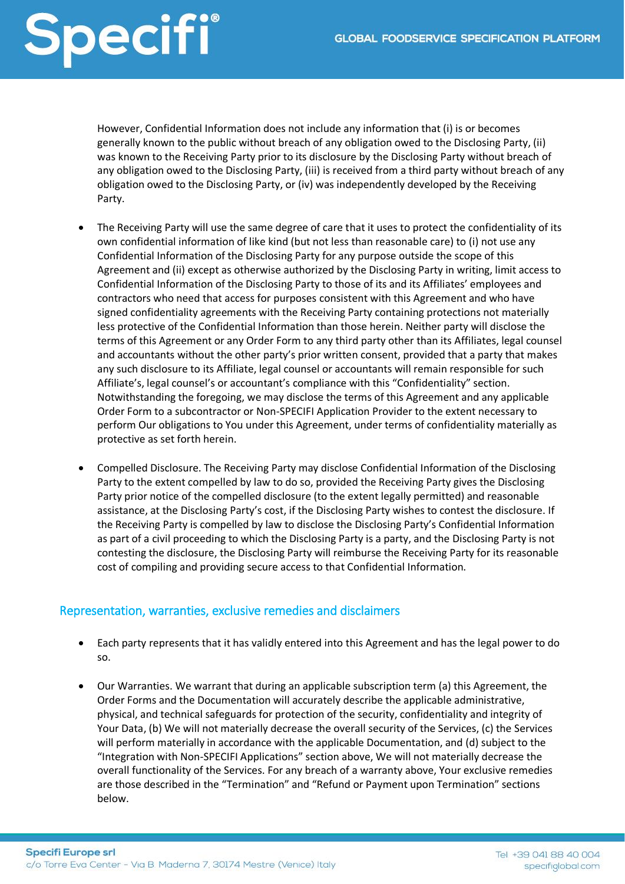However, Confidential Information does not include any information that (i) is or becomes generally known to the public without breach of any obligation owed to the Disclosing Party, (ii) was known to the Receiving Party prior to its disclosure by the Disclosing Party without breach of any obligation owed to the Disclosing Party, (iii) is received from a third party without breach of any obligation owed to the Disclosing Party, or (iv) was independently developed by the Receiving Party.

- The Receiving Party will use the same degree of care that it uses to protect the confidentiality of its own confidential information of like kind (but not less than reasonable care) to (i) not use any Confidential Information of the Disclosing Party for any purpose outside the scope of this Agreement and (ii) except as otherwise authorized by the Disclosing Party in writing, limit access to Confidential Information of the Disclosing Party to those of its and its Affiliates' employees and contractors who need that access for purposes consistent with this Agreement and who have signed confidentiality agreements with the Receiving Party containing protections not materially less protective of the Confidential Information than those herein. Neither party will disclose the terms of this Agreement or any Order Form to any third party other than its Affiliates, legal counsel and accountants without the other party's prior written consent, provided that a party that makes any such disclosure to its Affiliate, legal counsel or accountants will remain responsible for such Affiliate's, legal counsel's or accountant's compliance with this "Confidentiality" section. Notwithstanding the foregoing, we may disclose the terms of this Agreement and any applicable Order Form to a subcontractor or Non-SPECIFI Application Provider to the extent necessary to perform Our obligations to You under this Agreement, under terms of confidentiality materially as protective as set forth herein.

- Compelled Disclosure. The Receiving Party may disclose Confidential Information of the Disclosing Party to the extent compelled by law to do so, provided the Receiving Party gives the Disclosing Party prior notice of the compelled disclosure (to the extent legally permitted) and reasonable assistance, at the Disclosing Party's cost, if the Disclosing Party wishes to contest the disclosure. If the Receiving Party is compelled by law to disclose the Disclosing Party's Confidential Information as part of a civil proceeding to which the Disclosing Party is a party, and the Disclosing Party is not contesting the disclosure, the Disclosing Party will reimburse the Receiving Party for its reasonable cost of compiling and providing secure access to that Confidential Information.

## Representation, warranties, exclusive remedies and disclaimers

- Each party represents that it has validly entered into this Agreement and has the legal power to do so.

- Our Warranties. We warrant that during an applicable subscription term (a) this Agreement, the Order Forms and the Documentation will accurately describe the applicable administrative, physical, and technical safeguards for protection of the security, confidentiality and integrity of Your Data, (b) We will not materially decrease the overall security of the Services, (c) the Services will perform materially in accordance with the applicable Documentation, and (d) subject to the "Integration with Non-SPECIFI Applications" section above, We will not materially decrease the overall functionality of the Services. For any breach of a warranty above, Your exclusive remedies are those described in the "Termination" and "Refund or Payment upon Termination" sections below.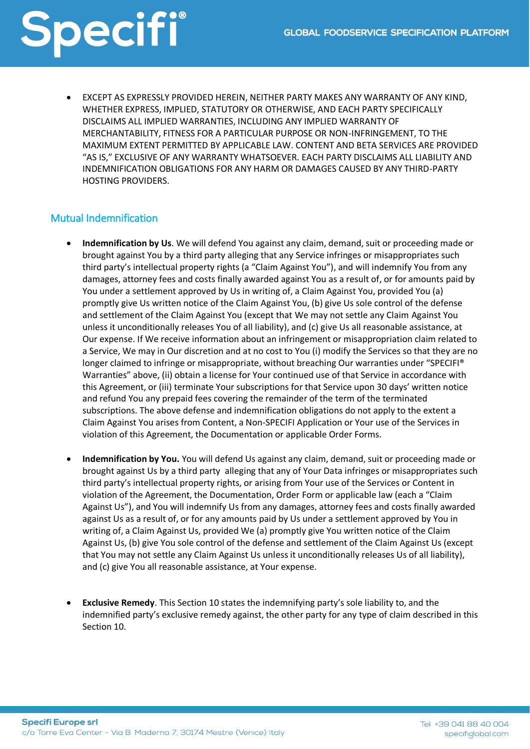- EXCEPT AS EXPRESSLY PROVIDED HEREIN, NEITHER PARTY MAKES ANY WARRANTY OF ANY KIND, WHETHER EXPRESS, IMPLIED, STATUTORY OR OTHERWISE, AND EACH PARTY SPECIFICALLY DISCLAIMS ALL IMPLIED WARRANTIES, INCLUDING ANY IMPLIED WARRANTY OF MERCHANTABILITY, FITNESS FOR A PARTICULAR PURPOSE OR NON-INFRINGEMENT, TO THE MAXIMUM EXTENT PERMITTED BY APPLICABLE LAW. CONTENT AND BETA SERVICES ARE PROVIDED "AS IS," EXCLUSIVE OF ANY WARRANTY WHATSOEVER. EACH PARTY DISCLAIMS ALL LIABILITY AND INDEMNIFICATION OBLIGATIONS FOR ANY HARM OR DAMAGES CAUSED BY ANY THIRD-PARTY HOSTING PROVIDERS.

## Mutual Indemnification

- **Indemnification by Us**. We will defend You against any claim, demand, suit or proceeding made or brought against You by a third party alleging that any Service infringes or misappropriates such third party's intellectual property rights (a "Claim Against You"), and will indemnify You from any damages, attorney fees and costs finally awarded against You as a result of, or for amounts paid by You under a settlement approved by Us in writing of, a Claim Against You, provided You (a) promptly give Us written notice of the Claim Against You, (b) give Us sole control of the defense and settlement of the Claim Against You (except that We may not settle any Claim Against You unless it unconditionally releases You of all liability), and (c) give Us all reasonable assistance, at Our expense. If We receive information about an infringement or misappropriation claim related to a Service, We may in Our discretion and at no cost to You (i) modify the Services so that they are no longer claimed to infringe or misappropriate, without breaching Our warranties under "SPECIFI® Warranties" above, (ii) obtain a license for Your continued use of that Service in accordance with this Agreement, or (iii) terminate Your subscriptions for that Service upon 30 days' written notice and refund You any prepaid fees covering the remainder of the term of the terminated subscriptions. The above defense and indemnification obligations do not apply to the extent a Claim Against You arises from Content, a Non-SPECIFI Application or Your use of the Services in violation of this Agreement, the Documentation or applicable Order Forms.

- **Indemnification by You.** You will defend Us against any claim, demand, suit or proceeding made or brought against Us by a third party alleging that any of Your Data infringes or misappropriates such third party's intellectual property rights, or arising from Your use of the Services or Content in violation of the Agreement, the Documentation, Order Form or applicable law (each a "Claim Against Us"), and You will indemnify Us from any damages, attorney fees and costs finally awarded against Us as a result of, or for any amounts paid by Us under a settlement approved by You in writing of, a Claim Against Us, provided We (a) promptly give You written notice of the Claim Against Us, (b) give You sole control of the defense and settlement of the Claim Against Us (except that You may not settle any Claim Against Us unless it unconditionally releases Us of all liability), and (c) give You all reasonable assistance, at Your expense.

- **Exclusive Remedy**. This Section 10 states the indemnifying party's sole liability to, and the indemnified party's exclusive remedy against, the other party for any type of claim described in this Section 10.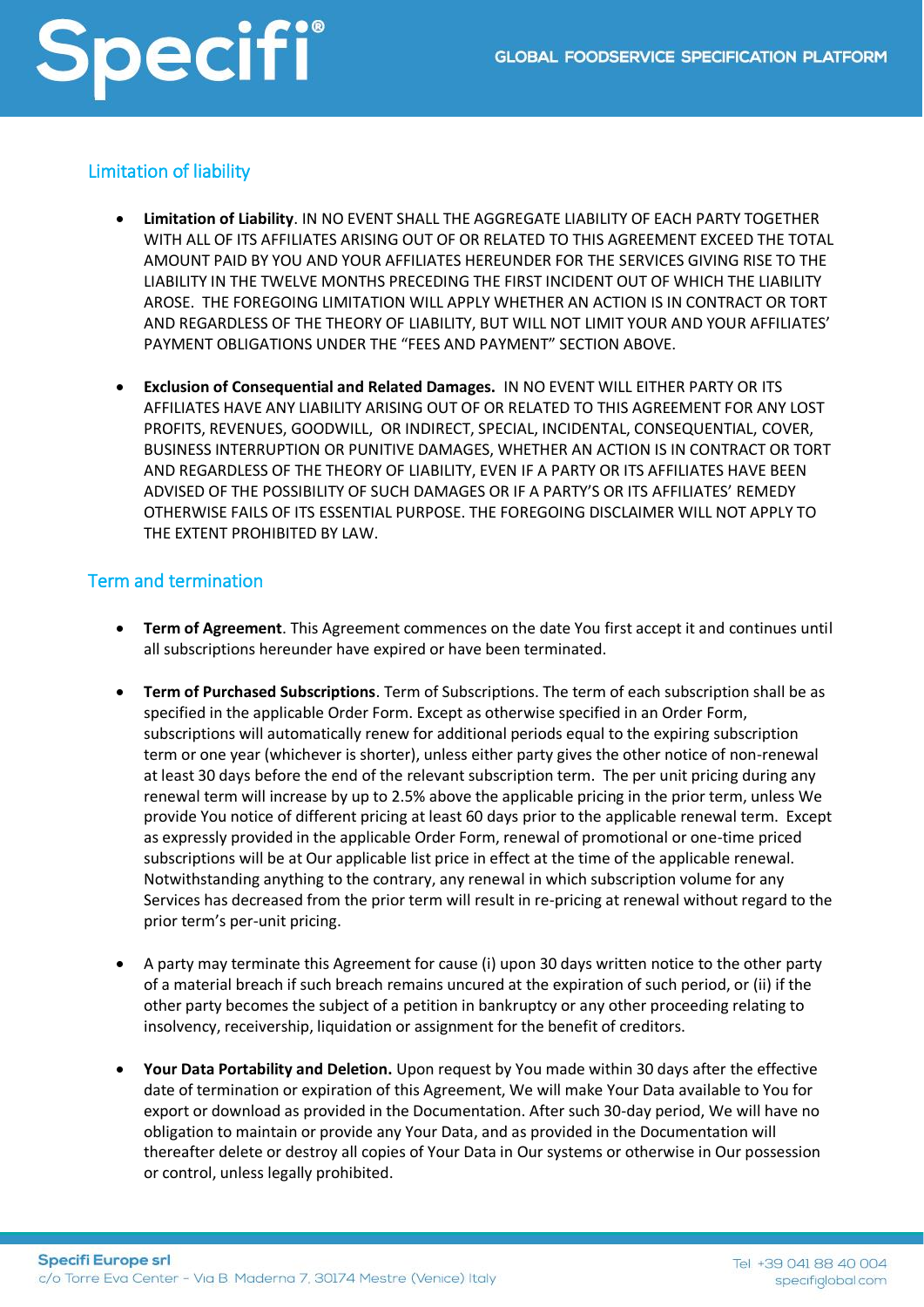## Limitation of liability

- **Limitation of Liability**. IN NO EVENT SHALL THE AGGREGATE LIABILITY OF EACH PARTY TOGETHER WITH ALL OF ITS AFFILIATES ARISING OUT OF OR RELATED TO THIS AGREEMENT EXCEED THE TOTAL AMOUNT PAID BY YOU AND YOUR AFFILIATES HEREUNDER FOR THE SERVICES GIVING RISE TO THE LIABILITY IN THE TWELVE MONTHS PRECEDING THE FIRST INCIDENT OUT OF WHICH THE LIABILITY AROSE. THE FOREGOING LIMITATION WILL APPLY WHETHER AN ACTION IS IN CONTRACT OR TORT AND REGARDLESS OF THE THEORY OF LIABILITY, BUT WILL NOT LIMIT YOUR AND YOUR AFFILIATES' PAYMENT OBLIGATIONS UNDER THE "FEES AND PAYMENT" SECTION ABOVE.

- **Exclusion of Consequential and Related Damages.** IN NO EVENT WILL EITHER PARTY OR ITS AFFILIATES HAVE ANY LIABILITY ARISING OUT OF OR RELATED TO THIS AGREEMENT FOR ANY LOST PROFITS, REVENUES, GOODWILL, OR INDIRECT, SPECIAL, INCIDENTAL, CONSEQUENTIAL, COVER, BUSINESS INTERRUPTION OR PUNITIVE DAMAGES, WHETHER AN ACTION IS IN CONTRACT OR TORT AND REGARDLESS OF THE THEORY OF LIABILITY, EVEN IF A PARTY OR ITS AFFILIATES HAVE BEEN ADVISED OF THE POSSIBILITY OF SUCH DAMAGES OR IF A PARTY'S OR ITS AFFILIATES' REMEDY OTHERWISE FAILS OF ITS ESSENTIAL PURPOSE. THE FOREGOING DISCLAIMER WILL NOT APPLY TO THE EXTENT PROHIBITED BY LAW.

## Term and termination

- **Term of Agreement**. This Agreement commences on the date You first accept it and continues until all subscriptions hereunder have expired or have been terminated.

- **Term of Purchased Subscriptions**. Term of Subscriptions. The term of each subscription shall be as specified in the applicable Order Form. Except as otherwise specified in an Order Form, subscriptions will automatically renew for additional periods equal to the expiring subscription term or one year (whichever is shorter), unless either party gives the other notice of non-renewal at least 30 days before the end of the relevant subscription term. The per unit pricing during any renewal term will increase by up to 2.5% above the applicable pricing in the prior term, unless We provide You notice of different pricing at least 60 days prior to the applicable renewal term. Except as expressly provided in the applicable Order Form, renewal of promotional or one-time priced subscriptions will be at Our applicable list price in effect at the time of the applicable renewal. Notwithstanding anything to the contrary, any renewal in which subscription volume for any Services has decreased from the prior term will result in re-pricing at renewal without regard to the prior term's per-unit pricing.

- A party may terminate this Agreement for cause (i) upon 30 days written notice to the other party of a material breach if such breach remains uncured at the expiration of such period, or (ii) if the other party becomes the subject of a petition in bankruptcy or any other proceeding relating to insolvency, receivership, liquidation or assignment for the benefit of creditors.

- **Your Data Portability and Deletion.** Upon request by You made within 30 days after the effective date of termination or expiration of this Agreement, We will make Your Data available to You for export or download as provided in the Documentation. After such 30-day period, We will have no obligation to maintain or provide any Your Data, and as provided in the Documentation will thereafter delete or destroy all copies of Your Data in Our systems or otherwise in Our possession or control, unless legally prohibited.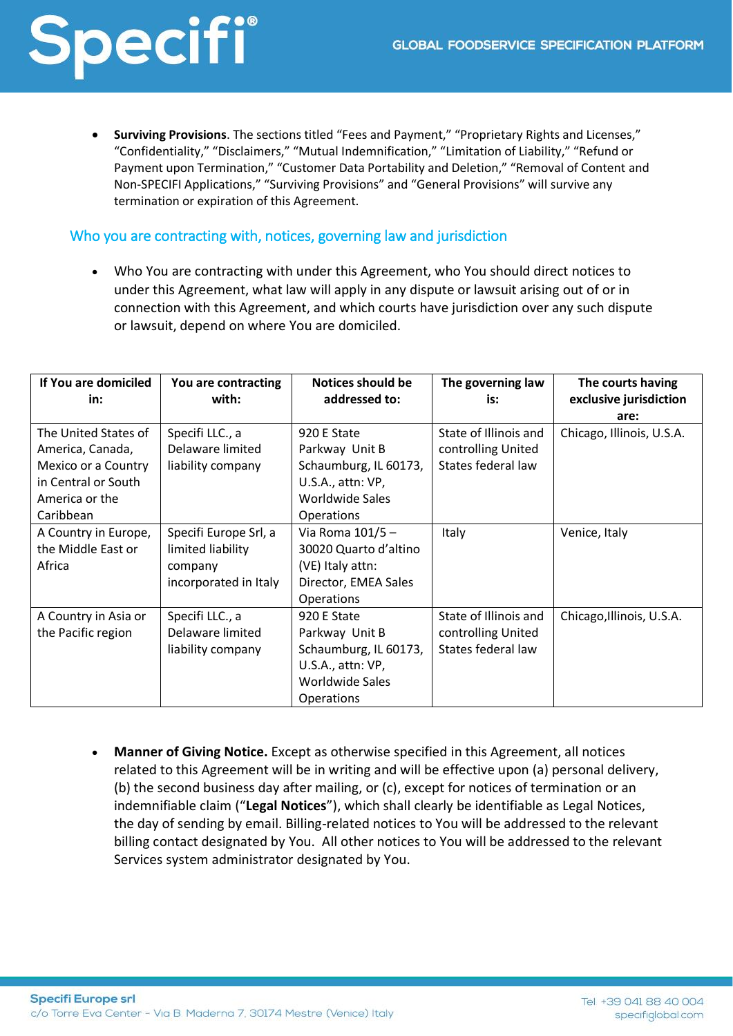- **Surviving Provisions**. The sections titled “Fees and Payment,” “Proprietary Rights and Licenses,” “Confidentiality,” “Disclaimers,” “Mutual Indemnification,” “Limitation of Liability,” “Refund or Payment upon Termination,” “Customer Data Portability and Deletion,” “Removal of Content and Non-SPECIFI Applications,” “Surviving Provisions” and “General Provisions” will survive any termination or expiration of this Agreement.

## Who you are contracting with, notices, governing law and jurisdiction

- Who You are contracting with under this Agreement, who You should direct notices to under this Agreement, what law will apply in any dispute or lawsuit arising out of or in connection with this Agreement, and which courts have jurisdiction over any such dispute or lawsuit, depend on where You are domiciled.

| If You are domiciled in: | You are contracting with: | Notices should be addressed to: | The governing law is: | The courts having exclusive jurisdiction are: |
|---|---|---|---|---|
| The United States of America, Canada, Mexico or a Country in Central or South America or the Caribbean | Specifi LLC., a Delaware limited liability company | 920 E State Parkway Unit B Schaumburg, IL 60173, U.S.A., attn: VP, Worldwide Sales Operations | State of Illinois and controlling United States federal law | Chicago, Illinois, U.S.A. |
| A Country in Europe, the Middle East or Africa | Specifi Europe Srl, a limited liability company incorporated in Italy | Via Roma 101/5 – 30020 Quarto d'altino (VE) Italy attn: Director, EMEA Sales Operations | Italy | Venice, Italy |
| A Country in Asia or the Pacific region | Specifi LLC., a Delaware limited liability company | 920 E State Parkway Unit B Schaumburg, IL 60173, U.S.A., attn: VP, Worldwide Sales Operations | State of Illinois and controlling United States federal law | Chicago,Illinois, U.S.A. |

- **Manner of Giving Notice.** Except as otherwise specified in this Agreement, all notices related to this Agreement will be in writing and will be effective upon (a) personal delivery, (b) the second business day after mailing, or (c), except for notices of termination or an indemnifiable claim (“**Legal Notices**”), which shall clearly be identifiable as Legal Notices, the day of sending by email. Billing-related notices to You will be addressed to the relevant billing contact designated by You. All other notices to You will be addressed to the relevant Services system administrator designated by You.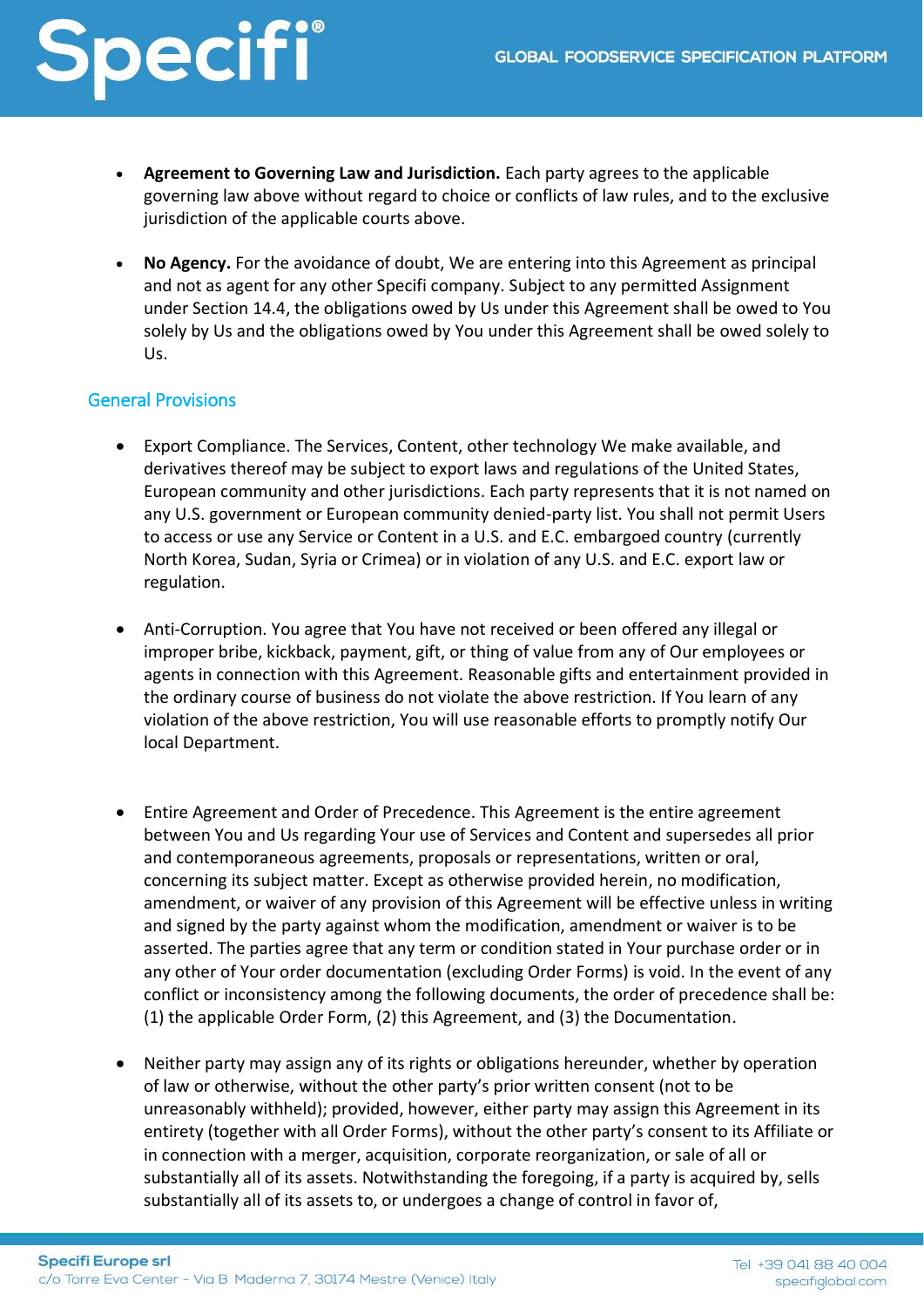- **Agreement to Governing Law and Jurisdiction.** Each party agrees to the applicable governing law above without regard to choice or conflicts of law rules, and to the exclusive jurisdiction of the applicable courts above.

- **No Agency.** For the avoidance of doubt, We are entering into this Agreement as principal and not as agent for any other Specifi company. Subject to any permitted Assignment under Section 14.4, the obligations owed by Us under this Agreement shall be owed to You solely by Us and the obligations owed by You under this Agreement shall be owed solely to Us.

## General Provisions

- Export Compliance. The Services, Content, other technology We make available, and derivatives thereof may be subject to export laws and regulations of the United States, European community and other jurisdictions. Each party represents that it is not named on any U.S. government or European community denied-party list. You shall not permit Users to access or use any Service or Content in a U.S. and E.C. embargoed country (currently North Korea, Sudan, Syria or Crimea) or in violation of any U.S. and E.C. export law or regulation.

- Anti-Corruption. You agree that You have not received or been offered any illegal or improper bribe, kickback, payment, gift, or thing of value from any of Our employees or agents in connection with this Agreement. Reasonable gifts and entertainment provided in the ordinary course of business do not violate the above restriction. If You learn of any violation of the above restriction, You will use reasonable efforts to promptly notify Our local Department.

- Entire Agreement and Order of Precedence. This Agreement is the entire agreement between You and Us regarding Your use of Services and Content and supersedes all prior and contemporaneous agreements, proposals or representations, written or oral, concerning its subject matter. Except as otherwise provided herein, no modification, amendment, or waiver of any provision of this Agreement will be effective unless in writing and signed by the party against whom the modification, amendment or waiver is to be asserted. The parties agree that any term or condition stated in Your purchase order or in any other of Your order documentation (excluding Order Forms) is void. In the event of any conflict or inconsistency among the following documents, the order of precedence shall be: (1) the applicable Order Form, (2) this Agreement, and (3) the Documentation.

- Neither party may assign any of its rights or obligations hereunder, whether by operation of law or otherwise, without the other party's prior written consent (not to be unreasonably withheld); provided, however, either party may assign this Agreement in its entirety (together with all Order Forms), without the other party's consent to its Affiliate or in connection with a merger, acquisition, corporate reorganization, or sale of all or substantially all of its assets. Notwithstanding the foregoing, if a party is acquired by, sells substantially all of its assets to, or undergoes a change of control in favor of,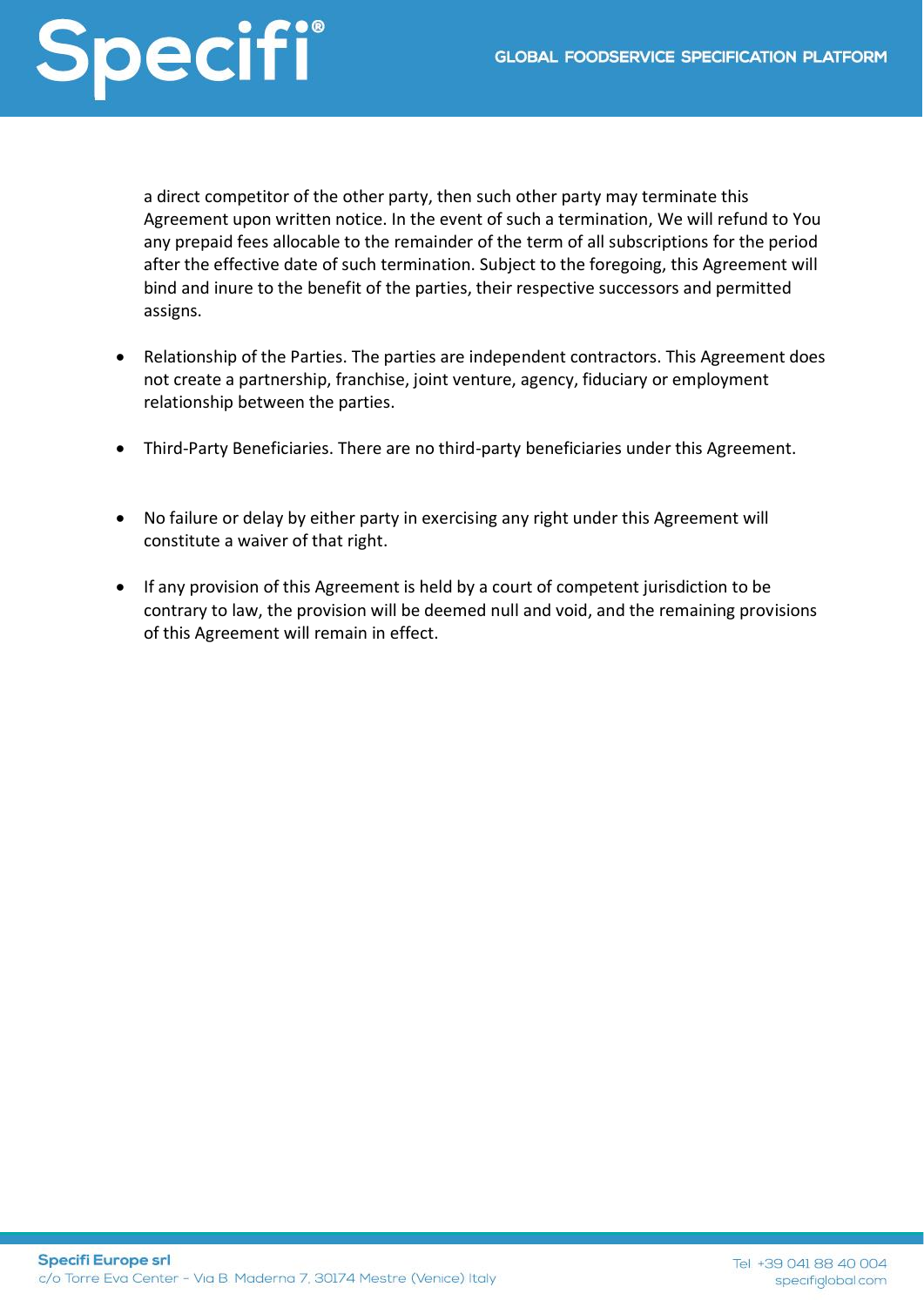a direct competitor of the other party, then such other party may terminate this Agreement upon written notice. In the event of such a termination, We will refund to You any prepaid fees allocable to the remainder of the term of all subscriptions for the period after the effective date of such termination. Subject to the foregoing, this Agreement will bind and inure to the benefit of the parties, their respective successors and permitted assigns.

- Relationship of the Parties. The parties are independent contractors. This Agreement does not create a partnership, franchise, joint venture, agency, fiduciary or employment relationship between the parties.
- Third-Party Beneficiaries. There are no third-party beneficiaries under this Agreement.
- No failure or delay by either party in exercising any right under this Agreement will constitute a waiver of that right.
- If any provision of this Agreement is held by a court of competent jurisdiction to be contrary to law, the provision will be deemed null and void, and the remaining provisions of this Agreement will remain in effect.